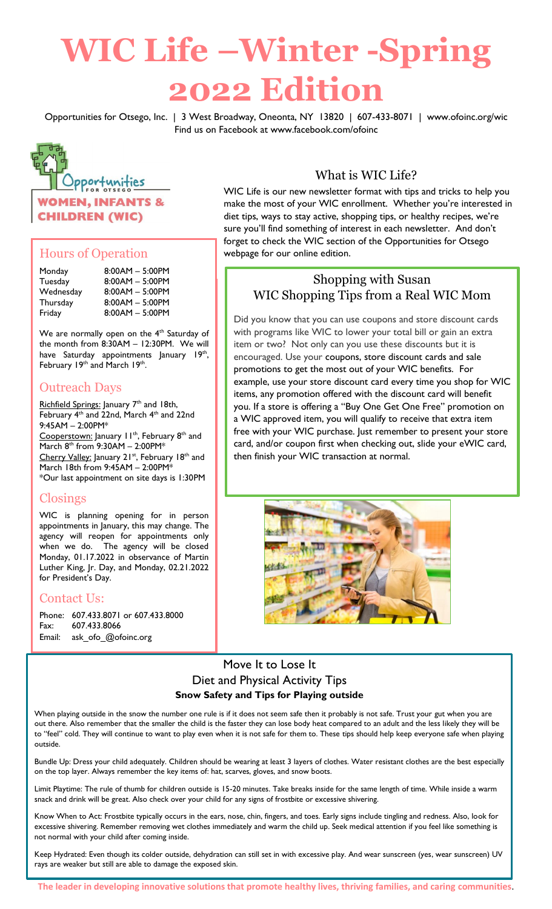# WIC Life –Winter -Spring 2022 Edition

Opportunities for Otsego, Inc. | 3 West Broadway, Oneonta, NY 13820 | 607-433-8071 | www.ofoinc.org/wic
Find us on Facebook at www.facebook.com/ofoinc

**WOMEN, INFANTS & CHILDREN (WIC)**

## Hours of Operation

| | |
|---|---|
| Monday | 8:00AM – 5:00PM |
| Tuesday | 8:00AM – 5:00PM |
| Wednesday | 8:00AM – 5:00PM |
| Thursday | 8:00AM – 5:00PM |
| Friday | 8:00AM – 5:00PM |

We are normally open on the 4th Saturday of the month from 8:30AM – 12:30PM. We will have Saturday appointments January 19th, February 19th and March 19th.

## Outreach Days

Richfield Springs: January 7th and 18th, February 4th and 22nd, March 4th and 22nd 9:45AM – 2:00PM*
Cooperstown: January 11th, February 8th and March 8th from 9:30AM – 2:00PM*
Cherry Valley: January 21st, February 18th and March 18th from 9:45AM – 2:00PM*
*Our last appointment on site days is 1:30PM

## Closings

WIC is planning opening for in person appointments in January, this may change. The agency will reopen for appointments only when we do. The agency will be closed Monday, 01.17.2022 in observance of Martin Luther King, Jr. Day, and Monday, 02.21.2022 for President's Day.

## Contact Us:

Phone: 607.433.8071 or 607.433.8000
Fax: 607.433.8066
Email: ask_ofo_@ofoinc.org

## What is WIC Life?

WIC Life is our new newsletter format with tips and tricks to help you make the most of your WIC enrollment. Whether you're interested in diet tips, ways to stay active, shopping tips, or healthy recipes, we're sure you'll find something of interest in each newsletter. And don't forget to check the WIC section of the Opportunities for Otsego webpage for our online edition.

## Shopping with Susan
### WIC Shopping Tips from a Real WIC Mom

Did you know that you can use coupons and store discount cards with programs like WIC to lower your total bill or gain an extra item or two? Not only can you use these discounts but it is encouraged. Use your coupons, store discount cards and sale promotions to get the most out of your WIC benefits. For example, use your store discount card every time you shop for WIC items, any promotion offered with the discount card will benefit you. If a store is offering a "Buy One Get One Free" promotion on a WIC approved item, you will qualify to receive that extra item free with your WIC purchase. Just remember to present your store card, and/or coupon first when checking out, slide your eWIC card, then finish your WIC transaction at normal.

## Move It to Lose It
### Diet and Physical Activity Tips
**Snow Safety and Tips for Playing outside**

When playing outside in the snow the number one rule is if it does not seem safe then it probably is not safe. Trust your gut when you are out there. Also remember that the smaller the child is the faster they can lose body heat compared to an adult and the less likely they will be to "feel" cold. They will continue to want to play even when it is not safe for them to. These tips should help keep everyone safe when playing outside.

Bundle Up: Dress your child adequately. Children should be wearing at least 3 layers of clothes. Water resistant clothes are the best especially on the top layer. Always remember the key items of: hat, scarves, gloves, and snow boots.

Limit Playtime: The rule of thumb for children outside is 15-20 minutes. Take breaks inside for the same length of time. While inside a warm snack and drink will be great. Also check over your child for any signs of frostbite or excessive shivering.

Know When to Act: Frostbite typically occurs in the ears, nose, chin, fingers, and toes. Early signs include tingling and redness. Also, look for excessive shivering. Remember removing wet clothes immediately and warm the child up. Seek medical attention if you feel like something is not normal with your child after coming inside.

Keep Hydrated: Even though its colder outside, dehydration can still set in with excessive play. And wear sunscreen (yes, wear sunscreen) UV rays are weaker but still are able to damage the exposed skin.

**The leader in developing innovative solutions that promote healthy lives, thriving families, and caring communities.**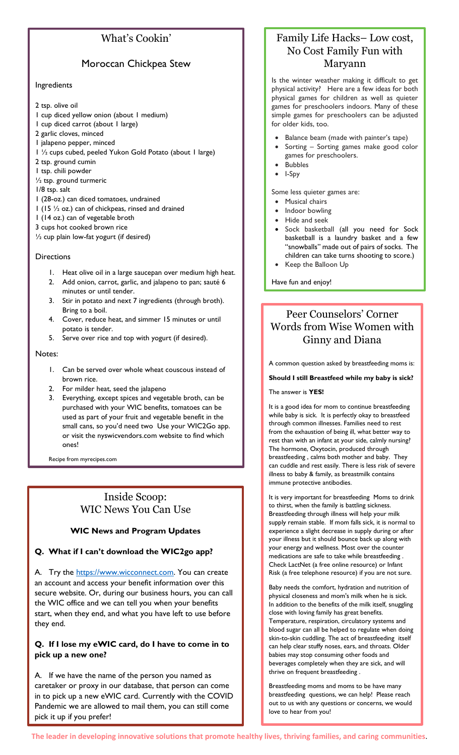## What's Cookin'

### Moroccan Chickpea Stew

Ingredients

2 tsp. olive oil
1 cup diced yellow onion (about 1 medium)
1 cup diced carrot (about 1 large)
2 garlic cloves, minced
1 jalapeno pepper, minced
1 ½ cups cubed, peeled Yukon Gold Potato (about 1 large)
2 tsp. ground cumin
1 tsp. chili powder
½ tsp. ground turmeric
1/8 tsp. salt
1 (28-oz.) can diced tomatoes, undrained
1 (15 ½ oz.) can of chickpeas, rinsed and drained
1 (14 oz.) can of vegetable broth
3 cups hot cooked brown rice
½ cup plain low-fat yogurt (if desired)

Directions

1. Heat olive oil in a large saucepan over medium high heat.
2. Add onion, carrot, garlic, and jalapeno to pan; sauté 6 minutes or until tender.
3. Stir in potato and next 7 ingredients (through broth). Bring to a boil.
4. Cover, reduce heat, and simmer 15 minutes or until potato is tender.
5. Serve over rice and top with yogurt (if desired).

Notes:

1. Can be served over whole wheat couscous instead of brown rice.
2. For milder heat, seed the jalapeno
3. Everything, except spices and vegetable broth, can be purchased with your WIC benefits, tomatoes can be used as part of your fruit and vegetable benefit in the small cans, so you'd need two Use your WIC2Go app. or visit the nyswicvendors.com website to find which ones!

Recipe from myrecipes.com

## Inside Scoop: WIC News You Can Use

**WIC News and Program Updates**

**Q. What if I can't download the WIC2go app?**

A. Try the https://www.wicconnect.com. You can create an account and access your benefit information over this secure website. Or, during our business hours, you can call the WIC office and we can tell you when your benefits start, when they end, and what you have left to use before they end.

**Q. If I lose my eWIC card, do I have to come in to pick up a new one?**

A. If we have the name of the person you named as caretaker or proxy in our database, that person can come in to pick up a new eWIC card. Currently with the COVID Pandemic we are allowed to mail them, you can still come pick it up if you prefer!

## Family Life Hacks– Low cost, No Cost Family Fun with Maryann

Is the winter weather making it difficult to get physical activity? Here are a few ideas for both physical games for children as well as quieter games for preschoolers indoors. Many of these simple games for preschoolers can be adjusted for older kids, too.

- Balance beam (made with painter's tape)
- Sorting – Sorting games make good color games for preschoolers.
- Bubbles
- I-Spy

Some less quieter games are:

- Musical chairs
- Indoor bowling
- Hide and seek
- Sock basketball (all you need for Sock basketball is a laundry basket and a few "snowballs" made out of pairs of socks. The children can take turns shooting to score.)
- Keep the Balloon Up

Have fun and enjoy!

## Peer Counselors' Corner Words from Wise Women with Ginny and Diana

A common question asked by breastfeeding moms is:

**Should I still Breastfeed while my baby is sick?**

The answer is **YES!**

It is a good idea for mom to continue breastfeeding while baby is sick. It is perfectly okay to breastfeed through common illnesses. Families need to rest from the exhaustion of being ill, what better way to rest than with an infant at your side, calmly nursing? The hormone, Oxytocin, produced through breastfeeding , calms both mother and baby. They can cuddle and rest easily. There is less risk of severe illness to baby & family, as breastmilk contains immune protective antibodies.

It is very important for breastfeeding Moms to drink to thirst, when the family is battling sickness. Breastfeeding through illness will help your milk supply remain stable. If mom falls sick, it is normal to experience a slight decrease in supply during or after your illness but it should bounce back up along with your energy and wellness. Most over the counter medications are safe to take while breastfeeding . Check LactNet (a free online resource) or Infant Risk (a free telephone resource) if you are not sure.

Baby needs the comfort, hydration and nutrition of physical closeness and mom's milk when he is sick. In addition to the benefits of the milk itself, snuggling close with loving family has great benefits. Temperature, respiration, circulatory systems and blood sugar can all be helped to regulate when doing skin-to-skin cuddling. The act of breastfeeding itself can help clear stuffy noses, ears, and throats. Older babies may stop consuming other foods and beverages completely when they are sick, and will thrive on frequent breastfeeding .

Breastfeeding moms and moms to be have many breastfeeding questions, we can help! Please reach out to us with any questions or concerns, we would love to hear from you!

**The leader in developing innovative solutions that promote healthy lives, thriving families, and caring communities.**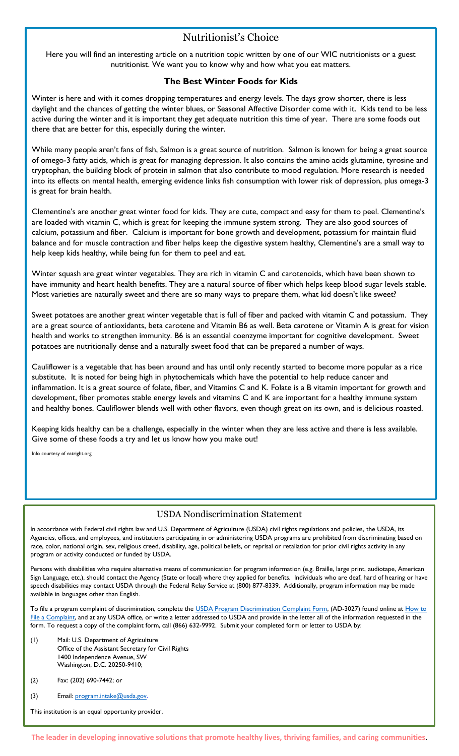## Nutritionist's Choice

Here you will find an interesting article on a nutrition topic written by one of our WIC nutritionists or a guest nutritionist. We want you to know why and how what you eat matters.

### The Best Winter Foods for Kids

Winter is here and with it comes dropping temperatures and energy levels. The days grow shorter, there is less daylight and the chances of getting the winter blues, or Seasonal Affective Disorder come with it. Kids tend to be less active during the winter and it is important they get adequate nutrition this time of year. There are some foods out there that are better for this, especially during the winter.

While many people aren't fans of fish, Salmon is a great source of nutrition. Salmon is known for being a great source of omega-3 fatty acids, which is great for managing depression. It also contains the amino acids glutamine, tyrosine and tryptophan, the building block of protein in salmon that also contribute to mood regulation. More research is needed into its effects on mental health, emerging evidence links fish consumption with lower risk of depression, plus omega-3 is great for brain health.

Clementine's are another great winter food for kids. They are cute, compact and easy for them to peel. Clementine's are loaded with vitamin C, which is great for keeping the immune system strong. They are also good sources of calcium, potassium and fiber. Calcium is important for bone growth and development, potassium for maintain fluid balance and for muscle contraction and fiber helps keep the digestive system healthy, Clementine's are a small way to help keep kids healthy, while being fun for them to peel and eat.

Winter squash are great winter vegetables. They are rich in vitamin C and carotenoids, which have been shown to have immunity and heart health benefits. They are a natural source of fiber which helps keep blood sugar levels stable. Most varieties are naturally sweet and there are so many ways to prepare them, what kid doesn't like sweet?

Sweet potatoes are another great winter vegetable that is full of fiber and packed with vitamin C and potassium. They are a great source of antioxidants, beta carotene and Vitamin B6 as well. Beta carotene or Vitamin A is great for vision health and works to strengthen immunity. B6 is an essential coenzyme important for cognitive development. Sweet potatoes are nutritionally dense and a naturally sweet food that can be prepared a number of ways.

Cauliflower is a vegetable that has been around and has until only recently started to become more popular as a rice substitute. It is noted for being high in phytochemicals which have the potential to help reduce cancer and inflammation. It is a great source of folate, fiber, and Vitamins C and K. Folate is a B vitamin important for growth and development, fiber promotes stable energy levels and vitamins C and K are important for a healthy immune system and healthy bones. Cauliflower blends well with other flavors, even though great on its own, and is delicious roasted.

Keeping kids healthy can be a challenge, especially in the winter when they are less active and there is less available. Give some of these foods a try and let us know how you make out!

Info courtesy of eatright.org

## USDA Nondiscrimination Statement

In accordance with Federal civil rights law and U.S. Department of Agriculture (USDA) civil rights regulations and policies, the USDA, its Agencies, offices, and employees, and institutions participating in or administering USDA programs are prohibited from discriminating based on race, color, national origin, sex, religious creed, disability, age, political beliefs, or reprisal or retaliation for prior civil rights activity in any program or activity conducted or funded by USDA.

Persons with disabilities who require alternative means of communication for program information (e.g. Braille, large print, audiotape, American Sign Language, etc.), should contact the Agency (State or local) where they applied for benefits. Individuals who are deaf, hard of hearing or have speech disabilities may contact USDA through the Federal Relay Service at (800) 877-8339. Additionally, program information may be made available in languages other than English.

To file a program complaint of discrimination, complete the USDA Program Discrimination Complaint Form, (AD-3027) found online at How to File a Complaint, and at any USDA office, or write a letter addressed to USDA and provide in the letter all of the information requested in the form. To request a copy of the complaint form, call (866) 632-9992. Submit your completed form or letter to USDA by:

(1) Mail: U.S. Department of Agriculture
Office of the Assistant Secretary for Civil Rights
1400 Independence Avenue, SW
Washington, D.C. 20250-9410;

(2) Fax: (202) 690-7442; or

(3) Email: program.intake@usda.gov.

This institution is an equal opportunity provider.

**The leader in developing innovative solutions that promote healthy lives, thriving families, and caring communities.**